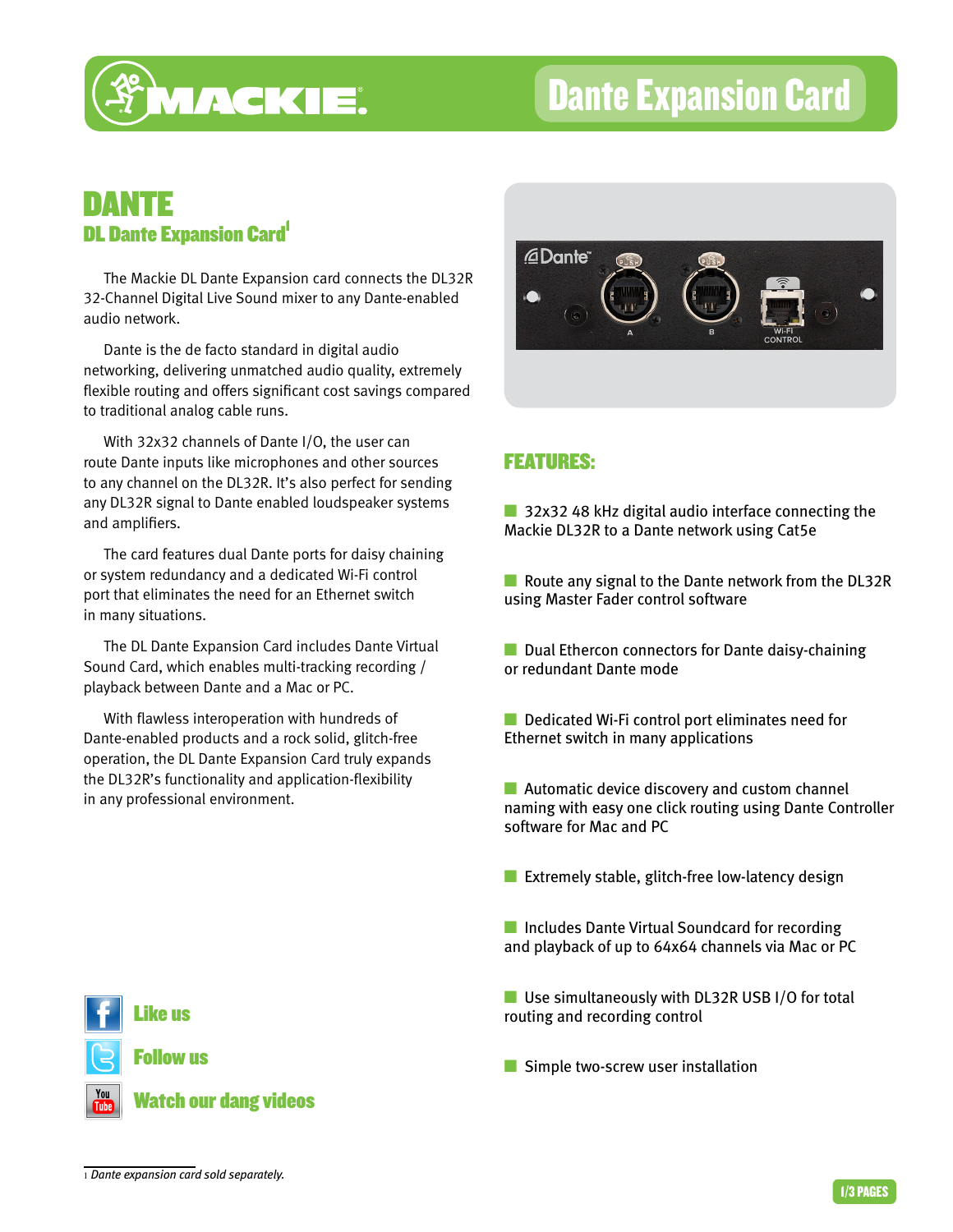# Dante Expansion Card

## DANTE

### DL Dante Expansion Card[1]

The Mackie DL Dante Expansion card connects the DL32R 32-Channel Digital Live Sound mixer to any Dante-enabled audio network.

Dante is the de facto standard in digital audio networking, delivering unmatched audio quality, extremely flexible routing and offers significant cost savings compared to traditional analog cable runs.

With 32x32 channels of Dante I/O, the user can route Dante inputs like microphones and other sources to any channel on the DL32R. It's also perfect for sending any DL32R signal to Dante enabled loudspeaker systems and amplifiers.

The card features dual Dante ports for daisy chaining or system redundancy and a dedicated Wi-Fi control port that eliminates the need for an Ethernet switch in many situations.

The DL Dante Expansion Card includes Dante Virtual Sound Card, which enables multi-tracking recording / playback between Dante and a Mac or PC.

With flawless interoperation with hundreds of Dante-enabled products and a rock solid, glitch-free operation, the DL Dante Expansion Card truly expands the DL32R's functionality and application-flexibility in any professional environment.

Like us

Follow us

Watch our dang videos

## FEATURES:

- 32x32 48 kHz digital audio interface connecting the Mackie DL32R to a Dante network using Cat5e
- Route any signal to the Dante network from the DL32R using Master Fader control software
- Dual Ethercon connectors for Dante daisy-chaining or redundant Dante mode
- Dedicated Wi-Fi control port eliminates need for Ethernet switch in many applications
- Automatic device discovery and custom channel naming with easy one click routing using Dante Controller software for Mac and PC
- Extremely stable, glitch-free low-latency design
- Includes Dante Virtual Soundcard for recording and playback of up to 64x64 channels via Mac or PC
- Use simultaneously with DL32R USB I/O for total routing and recording control
- Simple two-screw user installation

[1] *Dante expansion card sold separately.*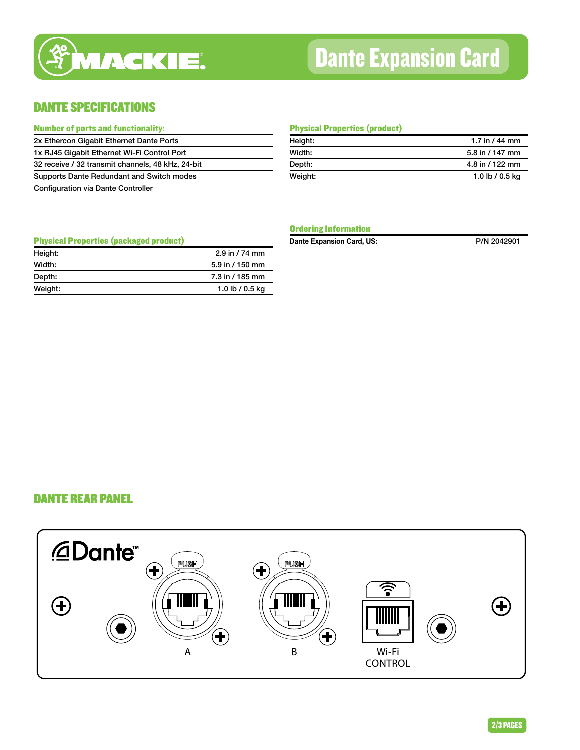# Dante Expansion Card

## DANTE SPECIFICATIONS

### Number of ports and functionality:

| |
|---|
| 2x Ethercon Gigabit Ethernet Dante Ports |
| 1x RJ45 Gigabit Ethernet Wi-Fi Control Port |
| 32 receive / 32 transmit channels, 48 kHz, 24-bit |
| Supports Dante Redundant and Switch modes |
| Configuration via Dante Controller |

### Physical Properties (product)

| | |
|---|---|
| Height: | 1.7 in / 44 mm |
| Width: | 5.8 in / 147 mm |
| Depth: | 4.8 in / 122 mm |
| Weight: | 1.0 lb / 0.5 kg |

### Physical Properties (packaged product)

| | |
|---|---|
| Height: | 2.9 in / 74 mm |
| Width: | 5.9 in / 150 mm |
| Depth: | 7.3 in / 185 mm |
| Weight: | 1.0 lb / 0.5 kg |

### Ordering Information

| | |
|---|---|
| **Dante Expansion Card, US:** | P/N 2042901 |

## DANTE REAR PANEL

Dante™

PUSH A

PUSH B

Wi-Fi CONTROL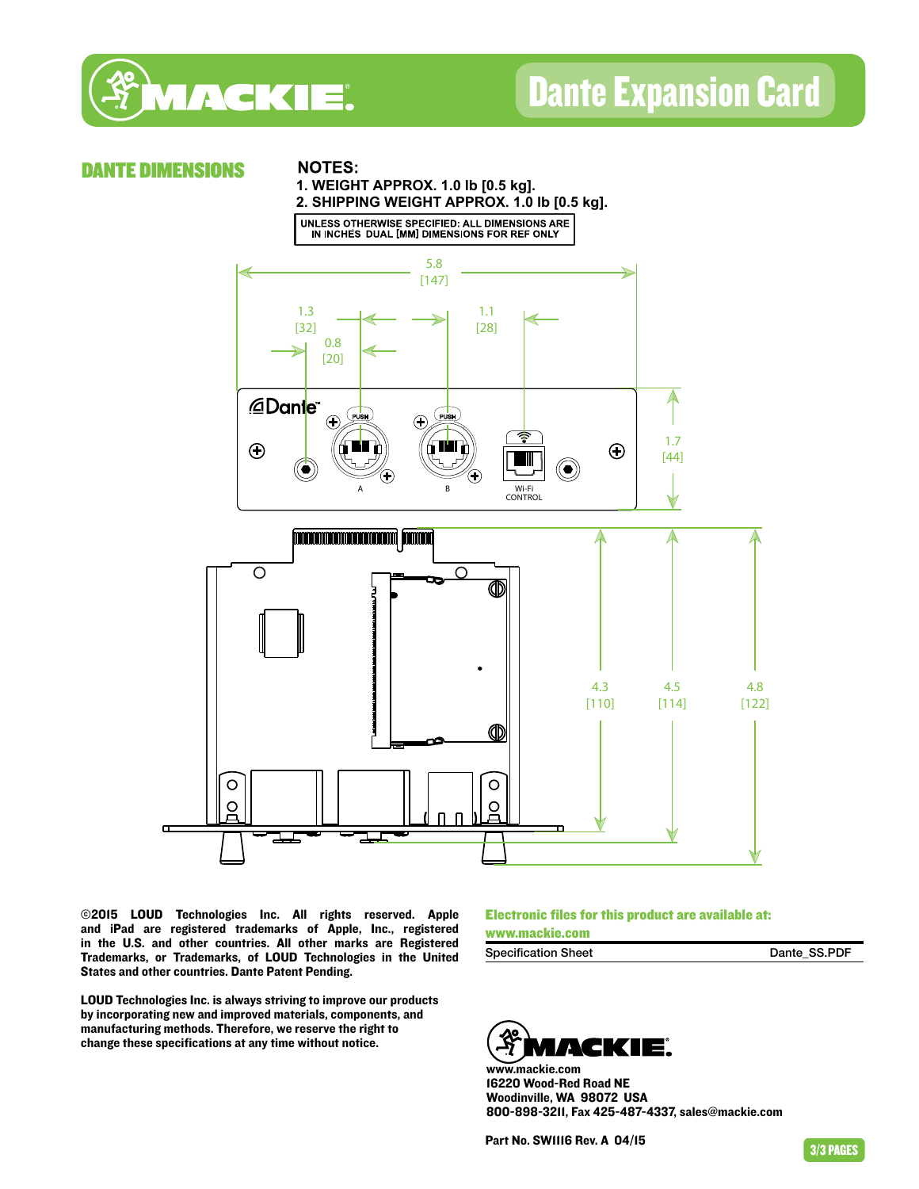# Dante Expansion Card

## DANTE DIMENSIONS

**NOTES:**

1. WEIGHT APPROX. 1.0 lb [0.5 kg].
2. SHIPPING WEIGHT APPROX. 1.0 lb [0.5 kg].

UNLESS OTHERWISE SPECIFIED: ALL DIMENSIONS ARE IN INCHES DUAL [MM] DIMENSIONS FOR REF ONLY

5.8
[147]

1.3
[32]

1.1
[28]

0.8
[20]

Dante

PUSH

PUSH

A

B

Wi-Fi
CONTROL

1.7
[44]

4.3
[110]

4.5
[114]

4.8
[122]

**©2015 LOUD Technologies Inc. All rights reserved. Apple and iPad are registered trademarks of Apple, Inc., registered in the U.S. and other countries. All other marks are Registered Trademarks, or Trademarks, of LOUD Technologies in the United States and other countries. Dante Patent Pending.**

**LOUD Technologies Inc. is always striving to improve our products by incorporating new and improved materials, components, and manufacturing methods. Therefore, we reserve the right to change these specifications at any time without notice.**

**Electronic files for this product are available at:**
**www.mackie.com**

| | |
|---|---|
| Specification Sheet | Dante_SS.PDF |

**www.mackie.com**
**16220 Wood-Red Road NE**
**Woodinville, WA 98072 USA**
**800-898-3211, Fax 425-487-4337, sales@mackie.com**

**Part No. SW1116 Rev. A 04/15**